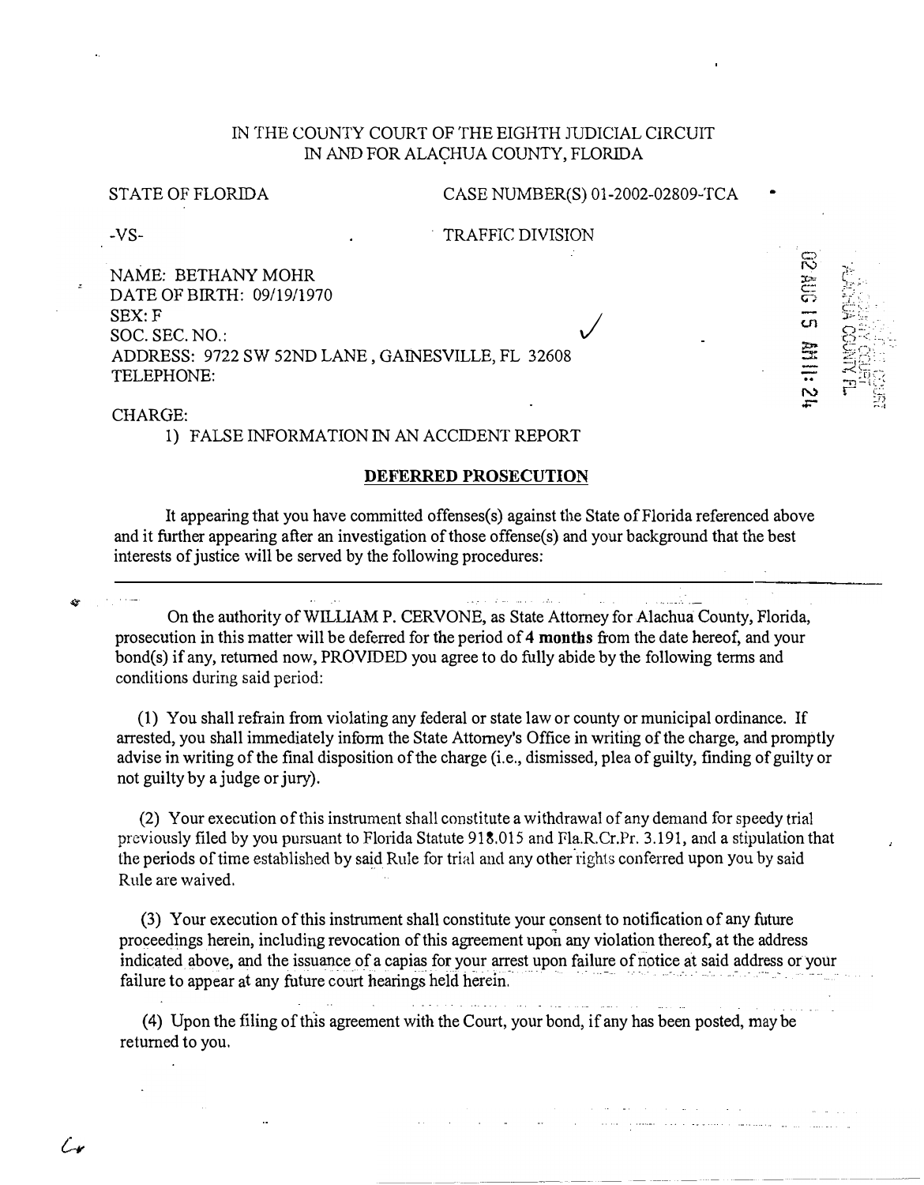IN THE COUNTY COURT OF THE EIGHTH JUDICIAL CIRCUIT
IN AND FOR ALACHUA COUNTY, FLORIDA

STATE OF FLORIDA CASE NUMBER(S) 01-2002-02809-TCA

-VS- TRAFFIC DIVISION

NAME: BETHANY MOHR
DATE OF BIRTH: 09/19/1970
SEX: F
SOC. SEC. NO.:
ADDRESS: 9722 SW 52ND LANE , GAINESVILLE, FL 32608
TELEPHONE:

02 AUG 15 AM 11:24

CHARGE:

1) FALSE INFORMATION IN AN ACCIDENT REPORT

## DEFERRED PROSECUTION

It appearing that you have committed offenses(s) against the State of Florida referenced above and it further appearing after an investigation of those offense(s) and your background that the best interests of justice will be served by the following procedures:

---

On the authority of WILLIAM P. CERVONE, as State Attorney for Alachua County, Florida, prosecution in this matter will be deferred for the period of **4 months** from the date hereof, and your bond(s) if any, returned now, PROVIDED you agree to do fully abide by the following terms and conditions during said period:

(1) You shall refrain from violating any federal or state law or county or municipal ordinance. If arrested, you shall immediately inform the State Attorney's Office in writing of the charge, and promptly advise in writing of the final disposition of the charge (i.e., dismissed, plea of guilty, finding of guilty or not guilty by a judge or jury).

(2) Your execution of this instrument shall constitute a withdrawal of any demand for speedy trial previously filed by you pursuant to Florida Statute 918.015 and Fla.R.Cr.Pr. 3.191, and a stipulation that the periods of time established by said Rule for trial and any other rights conferred upon you by said Rule are waived.

(3) Your execution of this instrument shall constitute your consent to notification of any future proceedings herein, including revocation of this agreement upon any violation thereof, at the address indicated above, and the issuance of a capias for your arrest upon failure of notice at said address or your failure to appear at any future court hearings held herein.

(4) Upon the filing of this agreement with the Court, your bond, if any has been posted, may be returned to you.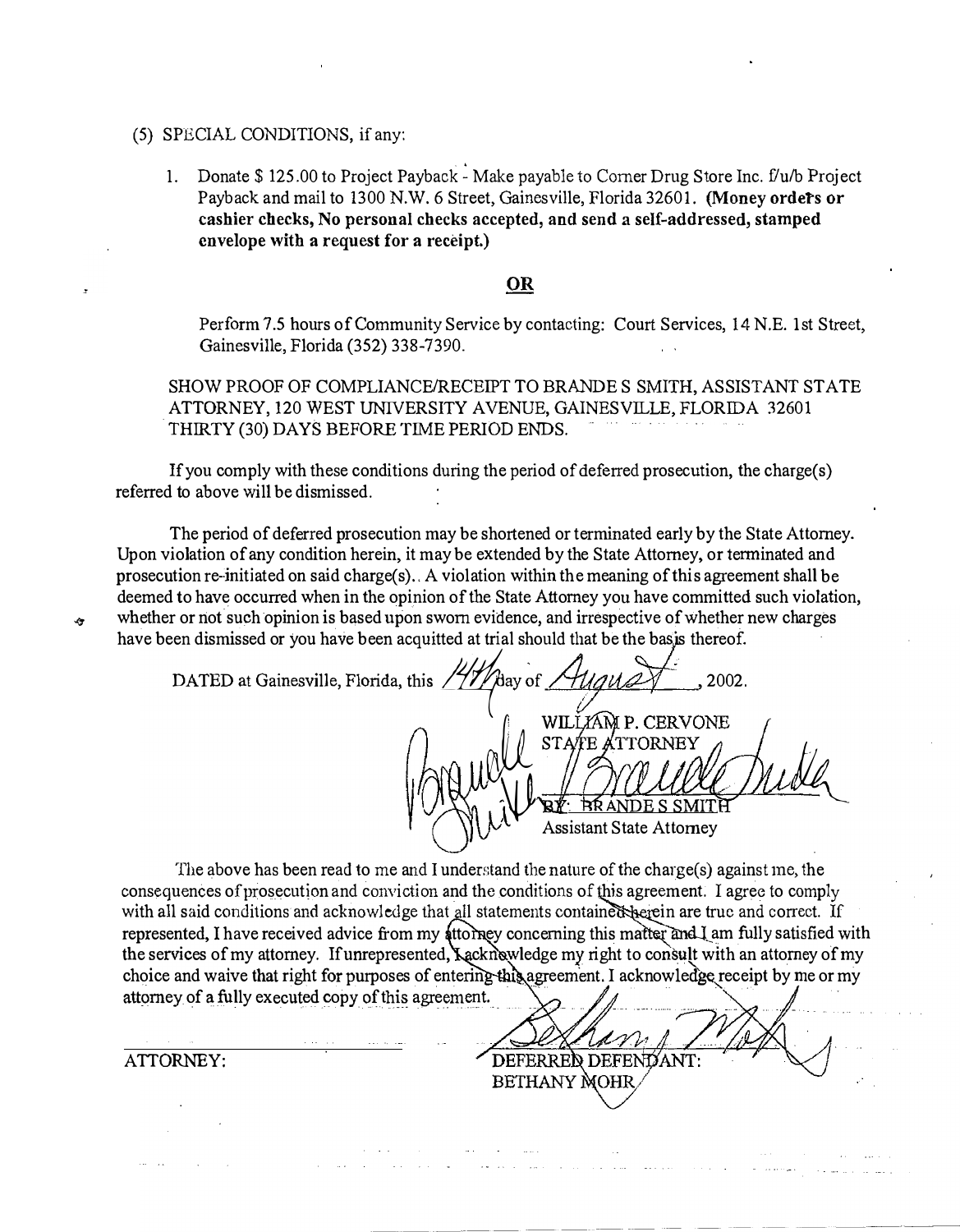(5) SPECIAL CONDITIONS, if any:

1. Donate $ 125.00 to Project Payback - Make payable to Corner Drug Store Inc. f/u/b Project Payback and mail to 1300 N.W. 6 Street, Gainesville, Florida 32601. **(Money orders or cashier checks, No personal checks accepted, and send a self-addressed, stamped envelope with a request for a receipt.)**

**OR**

Perform 7.5 hours of Community Service by contacting: Court Services, 14 N.E. 1st Street, Gainesville, Florida (352) 338-7390.

SHOW PROOF OF COMPLIANCE/RECEIPT TO BRANDE S SMITH, ASSISTANT STATE ATTORNEY, 120 WEST UNIVERSITY AVENUE, GAINESVILLE, FLORIDA 32601 THIRTY (30) DAYS BEFORE TIME PERIOD ENDS.

If you comply with these conditions during the period of deferred prosecution, the charge(s) referred to above will be dismissed.

The period of deferred prosecution may be shortened or terminated early by the State Attorney. Upon violation of any condition herein, it may be extended by the State Attorney, or terminated and prosecution re-initiated on said charge(s).. A violation within the meaning of this agreement shall be deemed to have occurred when in the opinion of the State Attorney you have committed such violation, whether or not such opinion is based upon sworn evidence, and irrespective of whether new charges have been dismissed or you have been acquitted at trial should that be the basis thereof.

DATED at Gainesville, Florida, this 14th day of August, 2002.

WILLIAM P. CERVONE
STATE ATTORNEY

BY: BRANDE S SMITH
Assistant State Attorney

The above has been read to me and I understand the nature of the charge(s) against me, the consequences of prosecution and conviction and the conditions of this agreement. I agree to comply with all said conditions and acknowledge that all statements contained herein are true and correct. If represented, I have received advice from my attorney concerning this matter and I am fully satisfied with the services of my attorney. If unrepresented, I acknowledge my right to consult with an attorney of my choice and waive that right for purposes of entering this agreement. I acknowledge receipt by me or my attorney of a fully executed copy of this agreement.

ATTORNEY: ____________________

DEFERRED DEFENDANT:
BETHANY MOHR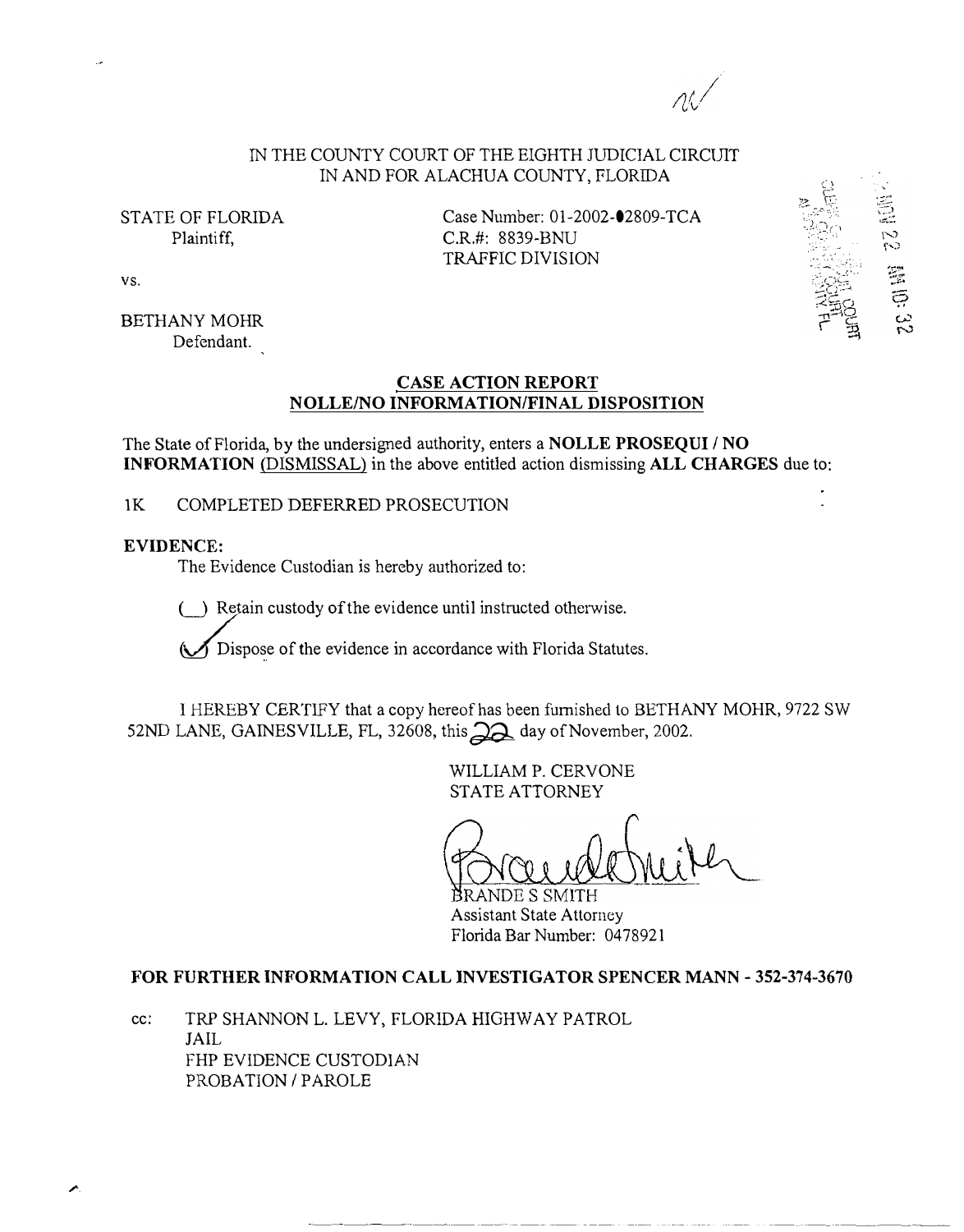IN THE COUNTY COURT OF THE EIGHTH JUDICIAL CIRCUIT
IN AND FOR ALACHUA COUNTY, FLORIDA

STATE OF FLORIDA
Plaintiff,

Case Number: 01-2002-02809-TCA
C.R.#: 8839-BNU
TRAFFIC DIVISION

vs.

BETHANY MOHR
Defendant.

## CASE ACTION REPORT
## NOLLE/NO INFORMATION/FINAL DISPOSITION

The State of Florida, by the undersigned authority, enters a **NOLLE PROSEQUI / NO INFORMATION** (DISMISSAL) in the above entitled action dismissing **ALL CHARGES** due to:

1K COMPLETED DEFERRED PROSECUTION

**EVIDENCE:**

The Evidence Custodian is hereby authorized to:

( ) Retain custody of the evidence until instructed otherwise.

(✓) Dispose of the evidence in accordance with Florida Statutes.

I HEREBY CERTIFY that a copy hereof has been furnished to BETHANY MOHR, 9722 SW 52ND LANE, GAINESVILLE, FL, 32608, this 22 day of November, 2002.

WILLIAM P. CERVONE
STATE ATTORNEY

BRANDE S SMITH
Assistant State Attorney
Florida Bar Number: 0478921

**FOR FURTHER INFORMATION CALL INVESTIGATOR SPENCER MANN - 352-374-3670**

cc: TRP SHANNON L. LEVY, FLORIDA HIGHWAY PATROL
JAIL
FHP EVIDENCE CUSTODIAN
PROBATION / PAROLE